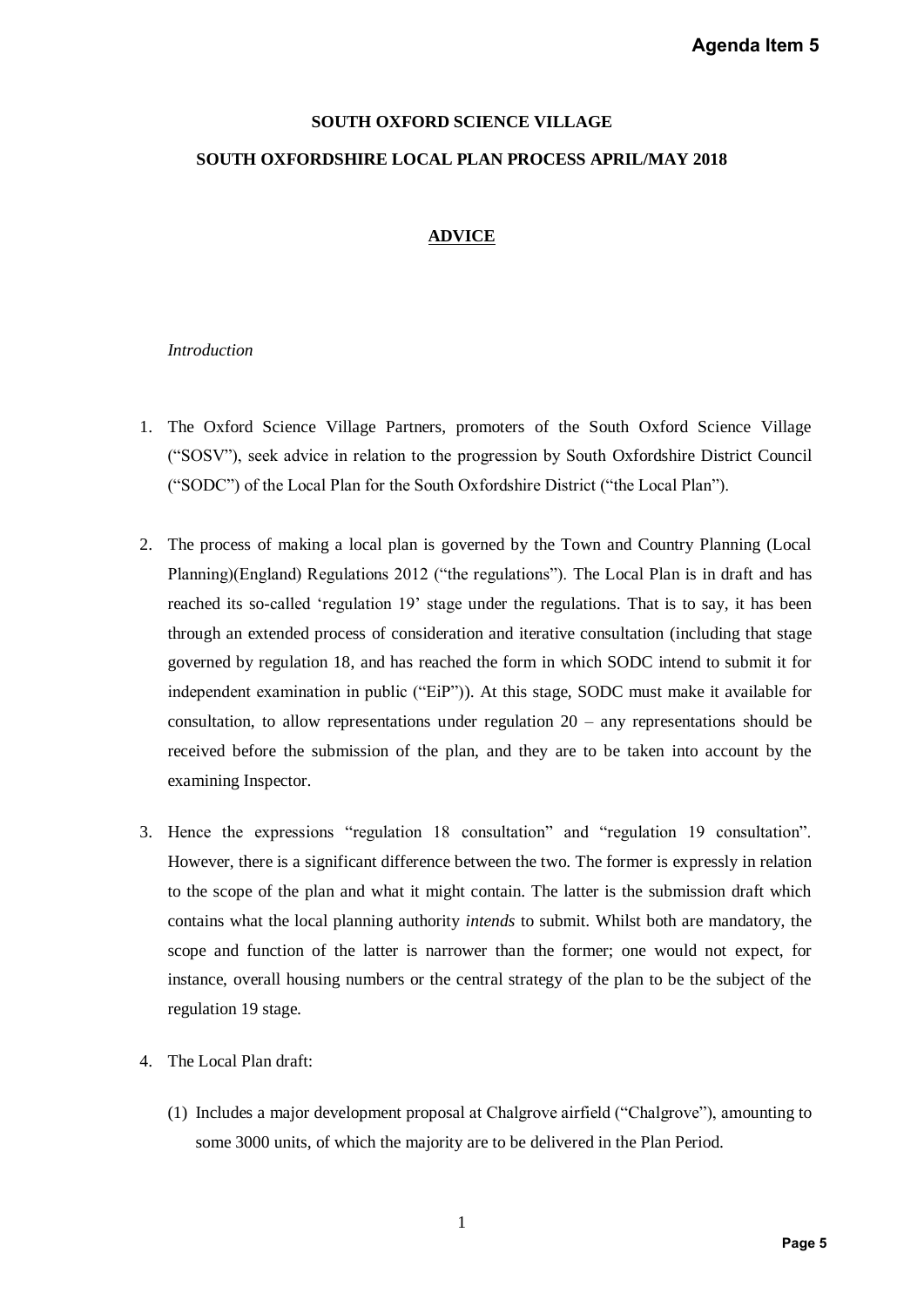**SOUTH OXFORD SCIENCE VILLAGE**

**SOUTH OXFORDSHIRE LOCAL PLAN PROCESS APRIL/MAY 2018**

## ADVICE

*Introduction*

1. The Oxford Science Village Partners, promoters of the South Oxford Science Village ("SOSV"), seek advice in relation to the progression by South Oxfordshire District Council ("SODC") of the Local Plan for the South Oxfordshire District ("the Local Plan").

2. The process of making a local plan is governed by the Town and Country Planning (Local Planning)(England) Regulations 2012 ("the regulations"). The Local Plan is in draft and has reached its so-called 'regulation 19' stage under the regulations. That is to say, it has been through an extended process of consideration and iterative consultation (including that stage governed by regulation 18, and has reached the form in which SODC intend to submit it for independent examination in public ("EiP")). At this stage, SODC must make it available for consultation, to allow representations under regulation 20 – any representations should be received before the submission of the plan, and they are to be taken into account by the examining Inspector.

3. Hence the expressions "regulation 18 consultation" and "regulation 19 consultation". However, there is a significant difference between the two. The former is expressly in relation to the scope of the plan and what it might contain. The latter is the submission draft which contains what the local planning authority *intends* to submit. Whilst both are mandatory, the scope and function of the latter is narrower than the former; one would not expect, for instance, overall housing numbers or the central strategy of the plan to be the subject of the regulation 19 stage.

4. The Local Plan draft:

   (1) Includes a major development proposal at Chalgrove airfield ("Chalgrove"), amounting to some 3000 units, of which the majority are to be delivered in the Plan Period.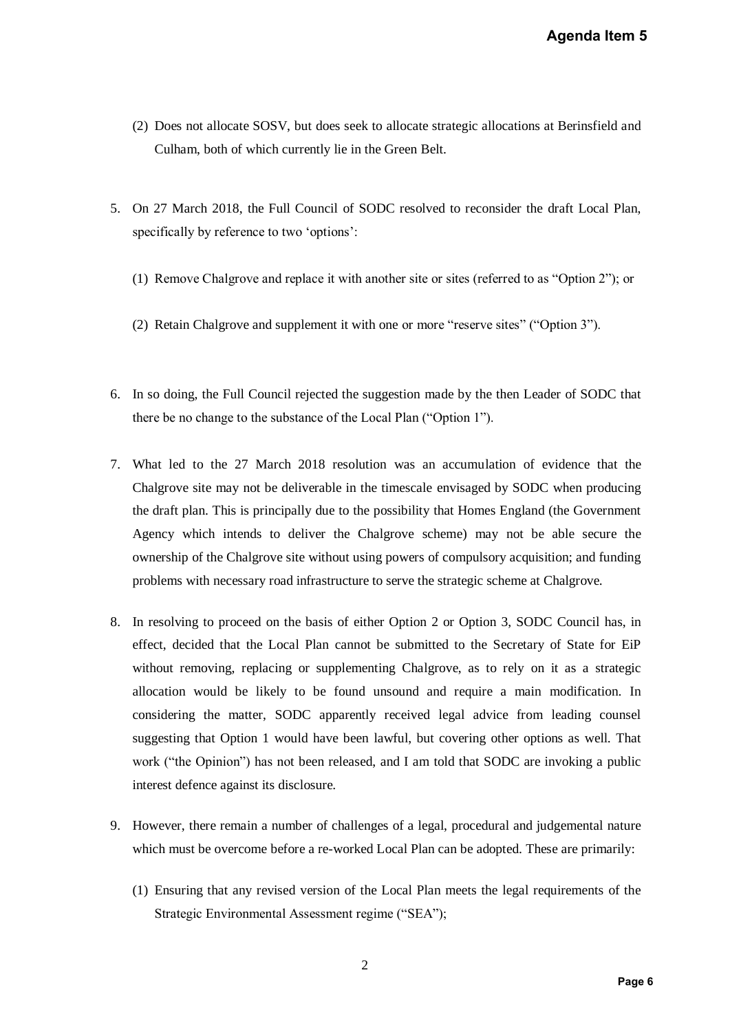(2) Does not allocate SOSV, but does seek to allocate strategic allocations at Berinsfield and Culham, both of which currently lie in the Green Belt.

5. On 27 March 2018, the Full Council of SODC resolved to reconsider the draft Local Plan, specifically by reference to two 'options':

   (1) Remove Chalgrove and replace it with another site or sites (referred to as "Option 2"); or

   (2) Retain Chalgrove and supplement it with one or more "reserve sites" ("Option 3").

6. In so doing, the Full Council rejected the suggestion made by the then Leader of SODC that there be no change to the substance of the Local Plan ("Option 1").

7. What led to the 27 March 2018 resolution was an accumulation of evidence that the Chalgrove site may not be deliverable in the timescale envisaged by SODC when producing the draft plan. This is principally due to the possibility that Homes England (the Government Agency which intends to deliver the Chalgrove scheme) may not be able secure the ownership of the Chalgrove site without using powers of compulsory acquisition; and funding problems with necessary road infrastructure to serve the strategic scheme at Chalgrove.

8. In resolving to proceed on the basis of either Option 2 or Option 3, SODC Council has, in effect, decided that the Local Plan cannot be submitted to the Secretary of State for EiP without removing, replacing or supplementing Chalgrove, as to rely on it as a strategic allocation would be likely to be found unsound and require a main modification. In considering the matter, SODC apparently received legal advice from leading counsel suggesting that Option 1 would have been lawful, but covering other options as well. That work ("the Opinion") has not been released, and I am told that SODC are invoking a public interest defence against its disclosure.

9. However, there remain a number of challenges of a legal, procedural and judgemental nature which must be overcome before a re-worked Local Plan can be adopted. These are primarily:

   (1) Ensuring that any revised version of the Local Plan meets the legal requirements of the Strategic Environmental Assessment regime ("SEA");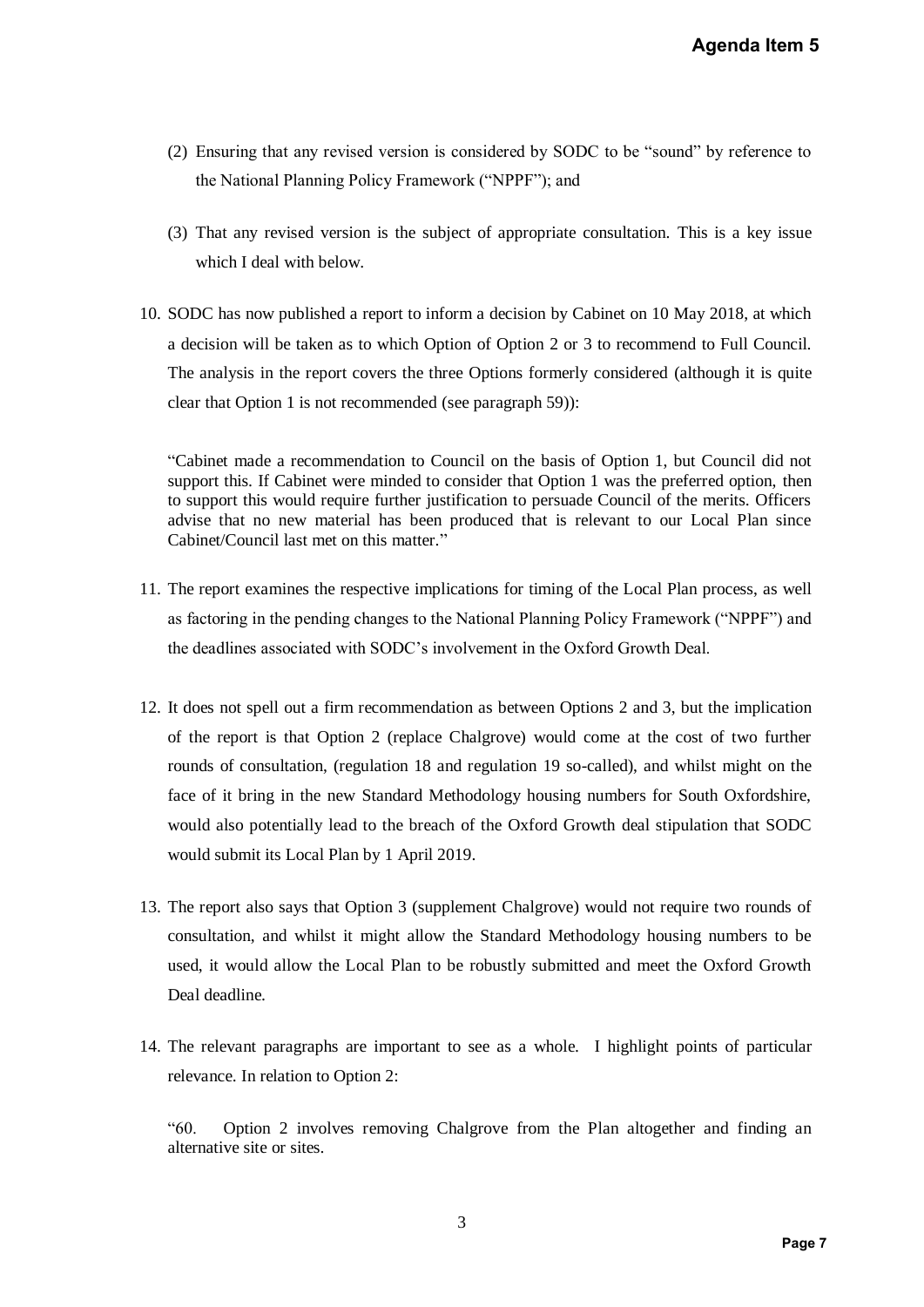(2) Ensuring that any revised version is considered by SODC to be "sound" by reference to the National Planning Policy Framework ("NPPF"); and

(3) That any revised version is the subject of appropriate consultation. This is a key issue which I deal with below.

10. SODC has now published a report to inform a decision by Cabinet on 10 May 2018, at which a decision will be taken as to which Option of Option 2 or 3 to recommend to Full Council. The analysis in the report covers the three Options formerly considered (although it is quite clear that Option 1 is not recommended (see paragraph 59)):

> "Cabinet made a recommendation to Council on the basis of Option 1, but Council did not support this. If Cabinet were minded to consider that Option 1 was the preferred option, then to support this would require further justification to persuade Council of the merits. Officers advise that no new material has been produced that is relevant to our Local Plan since Cabinet/Council last met on this matter."

11. The report examines the respective implications for timing of the Local Plan process, as well as factoring in the pending changes to the National Planning Policy Framework ("NPPF") and the deadlines associated with SODC's involvement in the Oxford Growth Deal.

12. It does not spell out a firm recommendation as between Options 2 and 3, but the implication of the report is that Option 2 (replace Chalgrove) would come at the cost of two further rounds of consultation, (regulation 18 and regulation 19 so-called), and whilst might on the face of it bring in the new Standard Methodology housing numbers for South Oxfordshire, would also potentially lead to the breach of the Oxford Growth deal stipulation that SODC would submit its Local Plan by 1 April 2019.

13. The report also says that Option 3 (supplement Chalgrove) would not require two rounds of consultation, and whilst it might allow the Standard Methodology housing numbers to be used, it would allow the Local Plan to be robustly submitted and meet the Oxford Growth Deal deadline.

14. The relevant paragraphs are important to see as a whole. I highlight points of particular relevance. In relation to Option 2:

> "60. Option 2 involves removing Chalgrove from the Plan altogether and finding an alternative site or sites.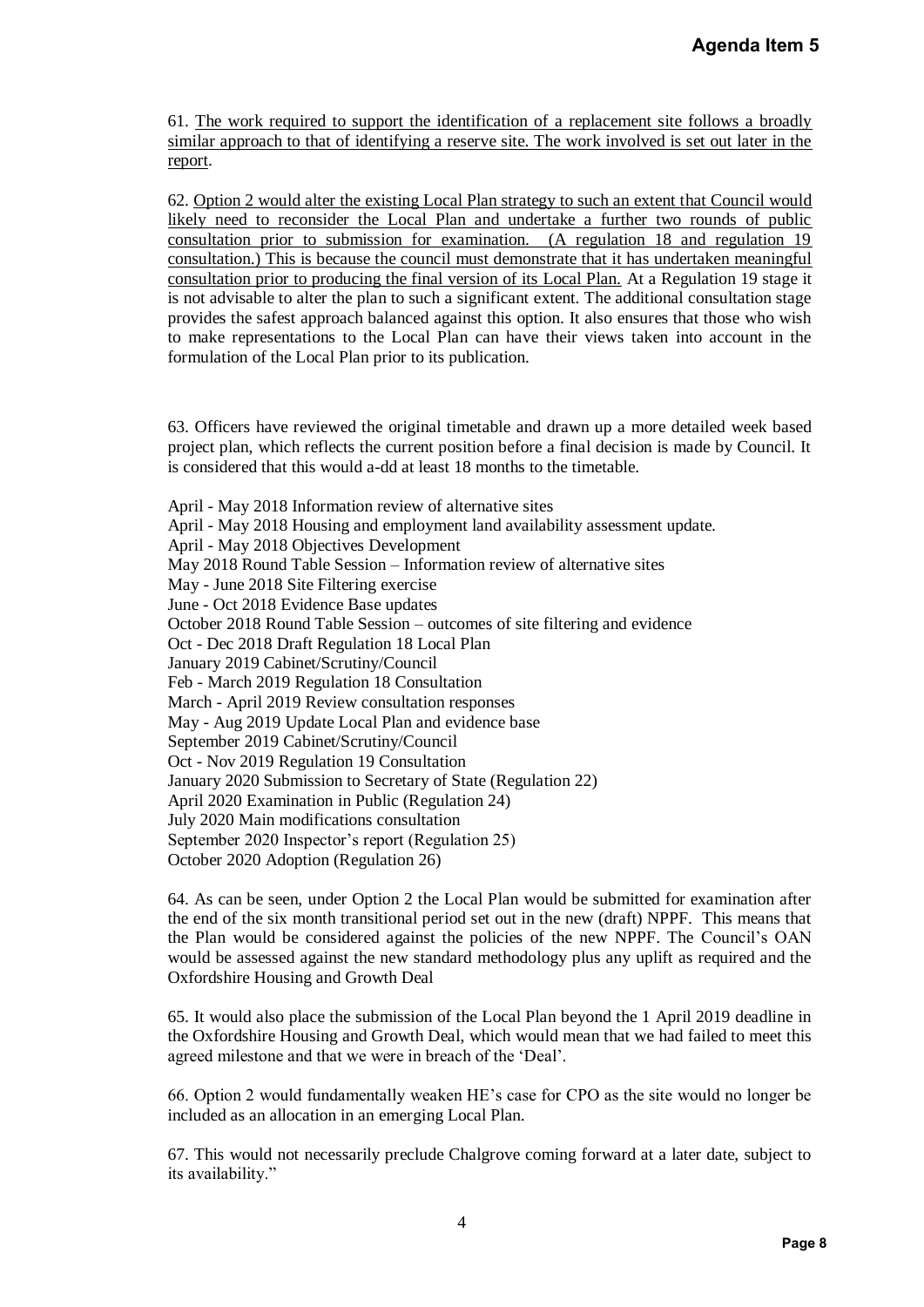61. The work required to support the identification of a replacement site follows a broadly similar approach to that of identifying a reserve site. The work involved is set out later in the report.

62. Option 2 would alter the existing Local Plan strategy to such an extent that Council would likely need to reconsider the Local Plan and undertake a further two rounds of public consultation prior to submission for examination. (A regulation 18 and regulation 19 consultation.) This is because the council must demonstrate that it has undertaken meaningful consultation prior to producing the final version of its Local Plan. At a Regulation 19 stage it is not advisable to alter the plan to such a significant extent. The additional consultation stage provides the safest approach balanced against this option. It also ensures that those who wish to make representations to the Local Plan can have their views taken into account in the formulation of the Local Plan prior to its publication.

63. Officers have reviewed the original timetable and drawn up a more detailed week based project plan, which reflects the current position before a final decision is made by Council. It is considered that this would a-dd at least 18 months to the timetable.

April - May 2018 Information review of alternative sites
April - May 2018 Housing and employment land availability assessment update.
April - May 2018 Objectives Development
May 2018 Round Table Session – Information review of alternative sites
May - June 2018 Site Filtering exercise
June - Oct 2018 Evidence Base updates
October 2018 Round Table Session – outcomes of site filtering and evidence
Oct - Dec 2018 Draft Regulation 18 Local Plan
January 2019 Cabinet/Scrutiny/Council
Feb - March 2019 Regulation 18 Consultation
March - April 2019 Review consultation responses
May - Aug 2019 Update Local Plan and evidence base
September 2019 Cabinet/Scrutiny/Council
Oct - Nov 2019 Regulation 19 Consultation
January 2020 Submission to Secretary of State (Regulation 22)
April 2020 Examination in Public (Regulation 24)
July 2020 Main modifications consultation
September 2020 Inspector's report (Regulation 25)
October 2020 Adoption (Regulation 26)

64. As can be seen, under Option 2 the Local Plan would be submitted for examination after the end of the six month transitional period set out in the new (draft) NPPF. This means that the Plan would be considered against the policies of the new NPPF. The Council's OAN would be assessed against the new standard methodology plus any uplift as required and the Oxfordshire Housing and Growth Deal

65. It would also place the submission of the Local Plan beyond the 1 April 2019 deadline in the Oxfordshire Housing and Growth Deal, which would mean that we had failed to meet this agreed milestone and that we were in breach of the 'Deal'.

66. Option 2 would fundamentally weaken HE's case for CPO as the site would no longer be included as an allocation in an emerging Local Plan.

67. This would not necessarily preclude Chalgrove coming forward at a later date, subject to its availability."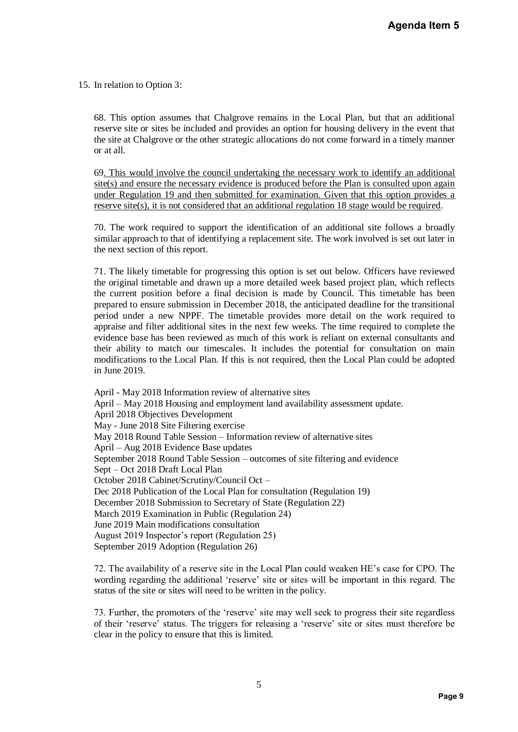15. In relation to Option 3:

68. This option assumes that Chalgrove remains in the Local Plan, but that an additional reserve site or sites be included and provides an option for housing delivery in the event that the site at Chalgrove or the other strategic allocations do not come forward in a timely manner or at all.

69. <u>This would involve the council undertaking the necessary work to identify an additional site(s) and ensure the necessary evidence is produced before the Plan is consulted upon again under Regulation 19 and then submitted for examination. Given that this option provides a reserve site(s), it is not considered that an additional regulation 18 stage would be required</u>.

70. The work required to support the identification of an additional site follows a broadly similar approach to that of identifying a replacement site. The work involved is set out later in the next section of this report.

71. The likely timetable for progressing this option is set out below. Officers have reviewed the original timetable and drawn up a more detailed week based project plan, which reflects the current position before a final decision is made by Council. This timetable has been prepared to ensure submission in December 2018, the anticipated deadline for the transitional period under a new NPPF. The timetable provides more detail on the work required to appraise and filter additional sites in the next few weeks. The time required to complete the evidence base has been reviewed as much of this work is reliant on external consultants and their ability to match our timescales. It includes the potential for consultation on main modifications to the Local Plan. If this is not required, then the Local Plan could be adopted in June 2019.

April - May 2018 Information review of alternative sites
April – May 2018 Housing and employment land availability assessment update.
April 2018 Objectives Development
May - June 2018 Site Filtering exercise
May 2018 Round Table Session – Information review of alternative sites
April – Aug 2018 Evidence Base updates
September 2018 Round Table Session – outcomes of site filtering and evidence
Sept – Oct 2018 Draft Local Plan
October 2018 Cabinet/Scrutiny/Council Oct –
Dec 2018 Publication of the Local Plan for consultation (Regulation 19)
December 2018 Submission to Secretary of State (Regulation 22)
March 2019 Examination in Public (Regulation 24)
June 2019 Main modifications consultation
August 2019 Inspector's report (Regulation 25)
September 2019 Adoption (Regulation 26)

72. The availability of a reserve site in the Local Plan could weaken HE's case for CPO. The wording regarding the additional 'reserve' site or sites will be important in this regard. The status of the site or sites will need to be written in the policy.

73. Further, the promoters of the 'reserve' site may well seek to progress their site regardless of their 'reserve' status. The triggers for releasing a 'reserve' site or sites must therefore be clear in the policy to ensure that this is limited.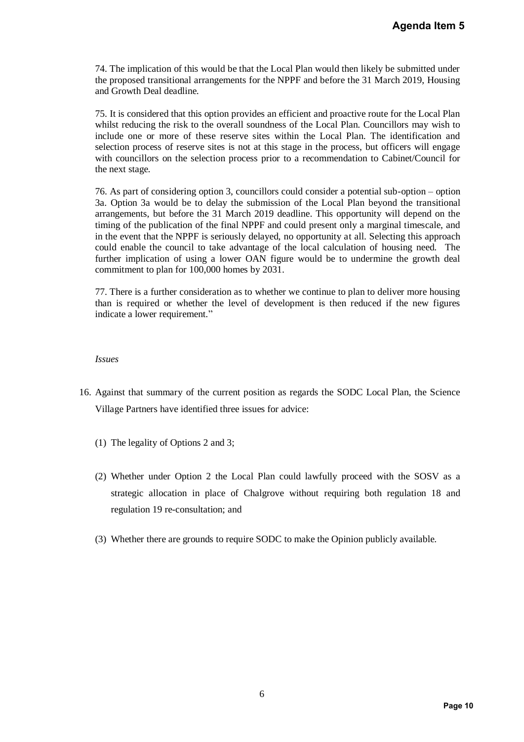74. The implication of this would be that the Local Plan would then likely be submitted under the proposed transitional arrangements for the NPPF and before the 31 March 2019, Housing and Growth Deal deadline.

75. It is considered that this option provides an efficient and proactive route for the Local Plan whilst reducing the risk to the overall soundness of the Local Plan. Councillors may wish to include one or more of these reserve sites within the Local Plan. The identification and selection process of reserve sites is not at this stage in the process, but officers will engage with councillors on the selection process prior to a recommendation to Cabinet/Council for the next stage.

76. As part of considering option 3, councillors could consider a potential sub-option – option 3a. Option 3a would be to delay the submission of the Local Plan beyond the transitional arrangements, but before the 31 March 2019 deadline. This opportunity will depend on the timing of the publication of the final NPPF and could present only a marginal timescale, and in the event that the NPPF is seriously delayed, no opportunity at all. Selecting this approach could enable the council to take advantage of the local calculation of housing need. The further implication of using a lower OAN figure would be to undermine the growth deal commitment to plan for 100,000 homes by 2031.

77. There is a further consideration as to whether we continue to plan to deliver more housing than is required or whether the level of development is then reduced if the new figures indicate a lower requirement."

*Issues*

16. Against that summary of the current position as regards the SODC Local Plan, the Science Village Partners have identified three issues for advice:

    (1) The legality of Options 2 and 3;

    (2) Whether under Option 2 the Local Plan could lawfully proceed with the SOSV as a strategic allocation in place of Chalgrove without requiring both regulation 18 and regulation 19 re-consultation; and

    (3) Whether there are grounds to require SODC to make the Opinion publicly available.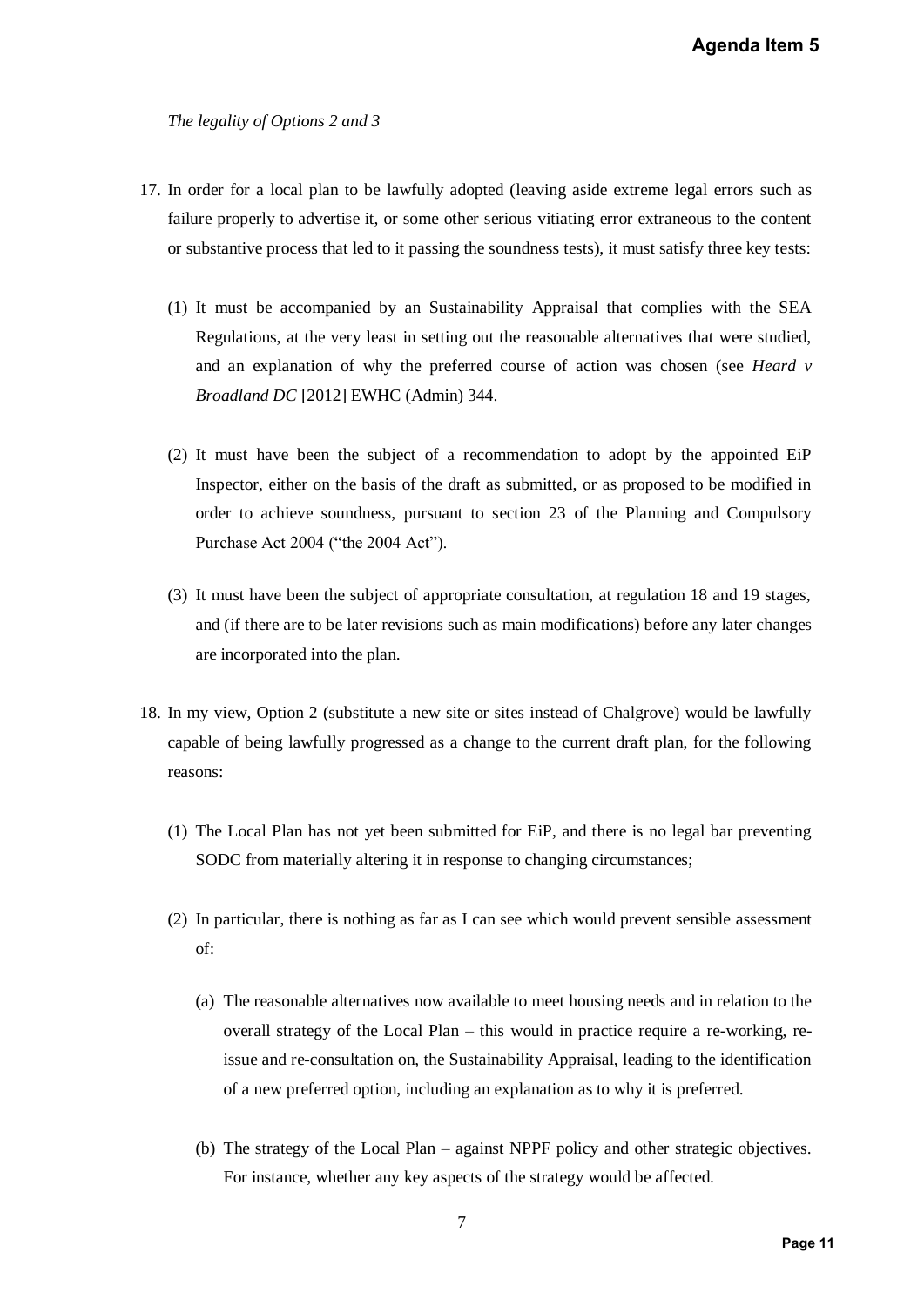*The legality of Options 2 and 3*

17. In order for a local plan to be lawfully adopted (leaving aside extreme legal errors such as failure properly to advertise it, or some other serious vitiating error extraneous to the content or substantive process that led to it passing the soundness tests), it must satisfy three key tests:

    (1) It must be accompanied by an Sustainability Appraisal that complies with the SEA Regulations, at the very least in setting out the reasonable alternatives that were studied, and an explanation of why the preferred course of action was chosen (see *Heard v Broadland DC* [2012] EWHC (Admin) 344.

    (2) It must have been the subject of a recommendation to adopt by the appointed EiP Inspector, either on the basis of the draft as submitted, or as proposed to be modified in order to achieve soundness, pursuant to section 23 of the Planning and Compulsory Purchase Act 2004 ("the 2004 Act").

    (3) It must have been the subject of appropriate consultation, at regulation 18 and 19 stages, and (if there are to be later revisions such as main modifications) before any later changes are incorporated into the plan.

18. In my view, Option 2 (substitute a new site or sites instead of Chalgrove) would be lawfully capable of being lawfully progressed as a change to the current draft plan, for the following reasons:

    (1) The Local Plan has not yet been submitted for EiP, and there is no legal bar preventing SODC from materially altering it in response to changing circumstances;

    (2) In particular, there is nothing as far as I can see which would prevent sensible assessment of:

        (a) The reasonable alternatives now available to meet housing needs and in relation to the overall strategy of the Local Plan – this would in practice require a re-working, re-issue and re-consultation on, the Sustainability Appraisal, leading to the identification of a new preferred option, including an explanation as to why it is preferred.

        (b) The strategy of the Local Plan – against NPPF policy and other strategic objectives. For instance, whether any key aspects of the strategy would be affected.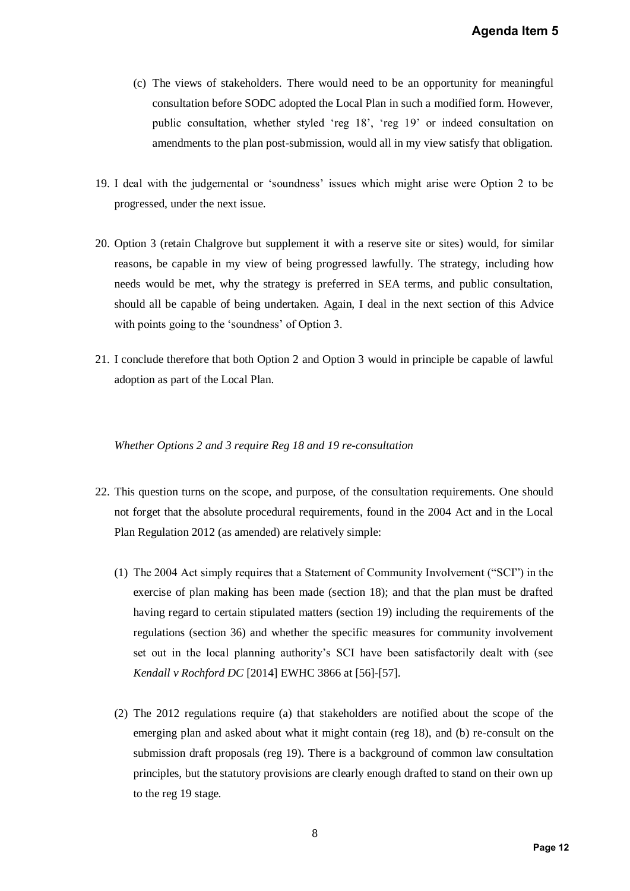(c) The views of stakeholders. There would need to be an opportunity for meaningful consultation before SODC adopted the Local Plan in such a modified form. However, public consultation, whether styled 'reg 18', 'reg 19' or indeed consultation on amendments to the plan post-submission, would all in my view satisfy that obligation.

19. I deal with the judgemental or 'soundness' issues which might arise were Option 2 to be progressed, under the next issue.

20. Option 3 (retain Chalgrove but supplement it with a reserve site or sites) would, for similar reasons, be capable in my view of being progressed lawfully. The strategy, including how needs would be met, why the strategy is preferred in SEA terms, and public consultation, should all be capable of being undertaken. Again, I deal in the next section of this Advice with points going to the 'soundness' of Option 3.

21. I conclude therefore that both Option 2 and Option 3 would in principle be capable of lawful adoption as part of the Local Plan.

*Whether Options 2 and 3 require Reg 18 and 19 re-consultation*

22. This question turns on the scope, and purpose, of the consultation requirements. One should not forget that the absolute procedural requirements, found in the 2004 Act and in the Local Plan Regulation 2012 (as amended) are relatively simple:

    (1) The 2004 Act simply requires that a Statement of Community Involvement ("SCI") in the exercise of plan making has been made (section 18); and that the plan must be drafted having regard to certain stipulated matters (section 19) including the requirements of the regulations (section 36) and whether the specific measures for community involvement set out in the local planning authority's SCI have been satisfactorily dealt with (see *Kendall v Rochford DC* [2014] EWHC 3866 at [56]-[57].

    (2) The 2012 regulations require (a) that stakeholders are notified about the scope of the emerging plan and asked about what it might contain (reg 18), and (b) re-consult on the submission draft proposals (reg 19). There is a background of common law consultation principles, but the statutory provisions are clearly enough drafted to stand on their own up to the reg 19 stage.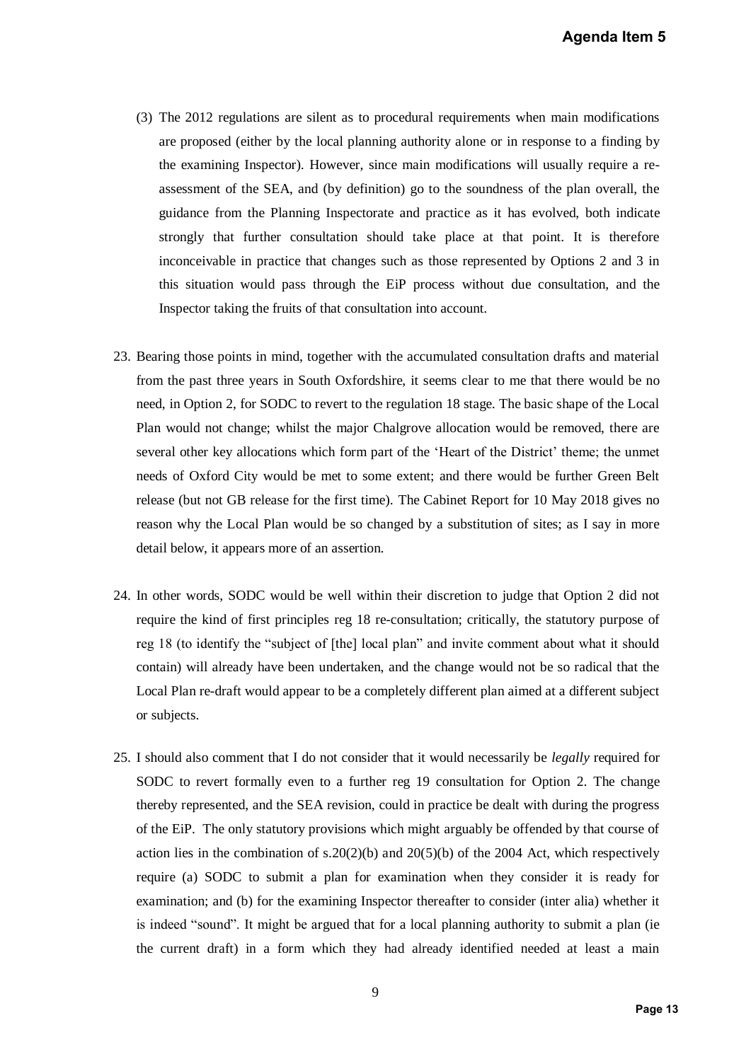(3) The 2012 regulations are silent as to procedural requirements when main modifications are proposed (either by the local planning authority alone or in response to a finding by the examining Inspector). However, since main modifications will usually require a re-assessment of the SEA, and (by definition) go to the soundness of the plan overall, the guidance from the Planning Inspectorate and practice as it has evolved, both indicate strongly that further consultation should take place at that point. It is therefore inconceivable in practice that changes such as those represented by Options 2 and 3 in this situation would pass through the EiP process without due consultation, and the Inspector taking the fruits of that consultation into account.

23. Bearing those points in mind, together with the accumulated consultation drafts and material from the past three years in South Oxfordshire, it seems clear to me that there would be no need, in Option 2, for SODC to revert to the regulation 18 stage. The basic shape of the Local Plan would not change; whilst the major Chalgrove allocation would be removed, there are several other key allocations which form part of the 'Heart of the District' theme; the unmet needs of Oxford City would be met to some extent; and there would be further Green Belt release (but not GB release for the first time). The Cabinet Report for 10 May 2018 gives no reason why the Local Plan would be so changed by a substitution of sites; as I say in more detail below, it appears more of an assertion.

24. In other words, SODC would be well within their discretion to judge that Option 2 did not require the kind of first principles reg 18 re-consultation; critically, the statutory purpose of reg 18 (to identify the "subject of [the] local plan" and invite comment about what it should contain) will already have been undertaken, and the change would not be so radical that the Local Plan re-draft would appear to be a completely different plan aimed at a different subject or subjects.

25. I should also comment that I do not consider that it would necessarily be *legally* required for SODC to revert formally even to a further reg 19 consultation for Option 2. The change thereby represented, and the SEA revision, could in practice be dealt with during the progress of the EiP. The only statutory provisions which might arguably be offended by that course of action lies in the combination of s.20(2)(b) and 20(5)(b) of the 2004 Act, which respectively require (a) SODC to submit a plan for examination when they consider it is ready for examination; and (b) for the examining Inspector thereafter to consider (inter alia) whether it is indeed "sound". It might be argued that for a local planning authority to submit a plan (ie the current draft) in a form which they had already identified needed at least a main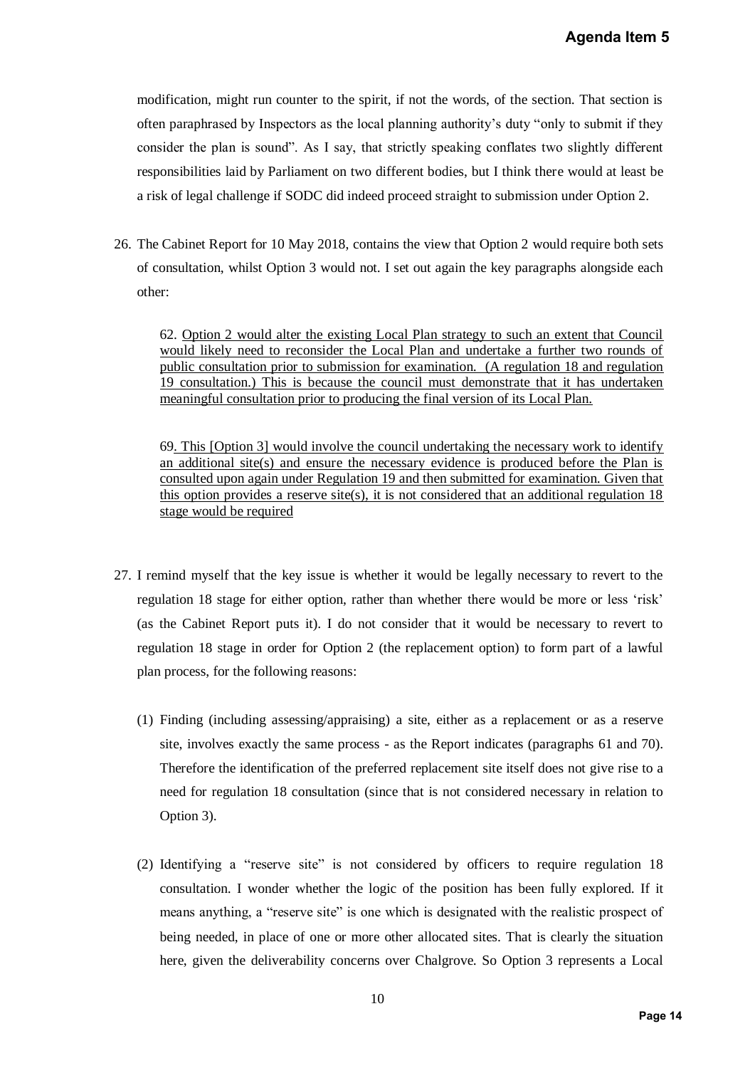modification, might run counter to the spirit, if not the words, of the section. That section is often paraphrased by Inspectors as the local planning authority's duty "only to submit if they consider the plan is sound". As I say, that strictly speaking conflates two slightly different responsibilities laid by Parliament on two different bodies, but I think there would at least be a risk of legal challenge if SODC did indeed proceed straight to submission under Option 2.

26. The Cabinet Report for 10 May 2018, contains the view that Option 2 would require both sets of consultation, whilst Option 3 would not. I set out again the key paragraphs alongside each other:

> 62. <u>Option 2 would alter the existing Local Plan strategy to such an extent that Council would likely need to reconsider the Local Plan and undertake a further two rounds of public consultation prior to submission for examination. (A regulation 18 and regulation 19 consultation.) This is because the council must demonstrate that it has undertaken meaningful consultation prior to producing the final version of its Local Plan.</u>
>
> 69<u>. This [Option 3] would involve the council undertaking the necessary work to identify an additional site(s) and ensure the necessary evidence is produced before the Plan is consulted upon again under Regulation 19 and then submitted for examination. Given that this option provides a reserve site(s), it is not considered that an additional regulation 18 stage would be required</u>

27. I remind myself that the key issue is whether it would be legally necessary to revert to the regulation 18 stage for either option, rather than whether there would be more or less 'risk' (as the Cabinet Report puts it). I do not consider that it would be necessary to revert to regulation 18 stage in order for Option 2 (the replacement option) to form part of a lawful plan process, for the following reasons:

    (1) Finding (including assessing/appraising) a site, either as a replacement or as a reserve site, involves exactly the same process - as the Report indicates (paragraphs 61 and 70). Therefore the identification of the preferred replacement site itself does not give rise to a need for regulation 18 consultation (since that is not considered necessary in relation to Option 3).

    (2) Identifying a "reserve site" is not considered by officers to require regulation 18 consultation. I wonder whether the logic of the position has been fully explored. If it means anything, a "reserve site" is one which is designated with the realistic prospect of being needed, in place of one or more other allocated sites. That is clearly the situation here, given the deliverability concerns over Chalgrove. So Option 3 represents a Local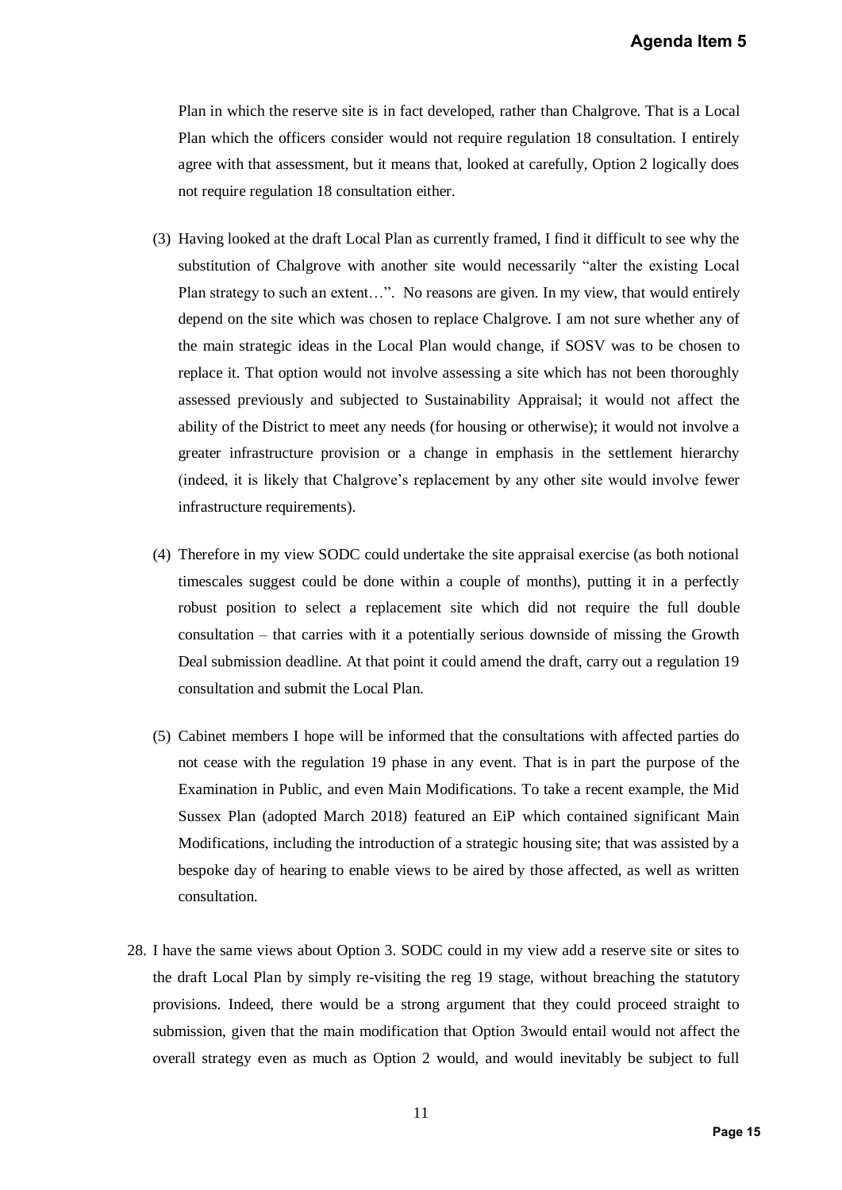Plan in which the reserve site is in fact developed, rather than Chalgrove. That is a Local Plan which the officers consider would not require regulation 18 consultation. I entirely agree with that assessment, but it means that, looked at carefully, Option 2 logically does not require regulation 18 consultation either.

(3) Having looked at the draft Local Plan as currently framed, I find it difficult to see why the substitution of Chalgrove with another site would necessarily "alter the existing Local Plan strategy to such an extent…". No reasons are given. In my view, that would entirely depend on the site which was chosen to replace Chalgrove. I am not sure whether any of the main strategic ideas in the Local Plan would change, if SOSV was to be chosen to replace it. That option would not involve assessing a site which has not been thoroughly assessed previously and subjected to Sustainability Appraisal; it would not affect the ability of the District to meet any needs (for housing or otherwise); it would not involve a greater infrastructure provision or a change in emphasis in the settlement hierarchy (indeed, it is likely that Chalgrove's replacement by any other site would involve fewer infrastructure requirements).

(4) Therefore in my view SODC could undertake the site appraisal exercise (as both notional timescales suggest could be done within a couple of months), putting it in a perfectly robust position to select a replacement site which did not require the full double consultation – that carries with it a potentially serious downside of missing the Growth Deal submission deadline. At that point it could amend the draft, carry out a regulation 19 consultation and submit the Local Plan.

(5) Cabinet members I hope will be informed that the consultations with affected parties do not cease with the regulation 19 phase in any event. That is in part the purpose of the Examination in Public, and even Main Modifications. To take a recent example, the Mid Sussex Plan (adopted March 2018) featured an EiP which contained significant Main Modifications, including the introduction of a strategic housing site; that was assisted by a bespoke day of hearing to enable views to be aired by those affected, as well as written consultation.

28. I have the same views about Option 3. SODC could in my view add a reserve site or sites to the draft Local Plan by simply re-visiting the reg 19 stage, without breaching the statutory provisions. Indeed, there would be a strong argument that they could proceed straight to submission, given that the main modification that Option 3would entail would not affect the overall strategy even as much as Option 2 would, and would inevitably be subject to full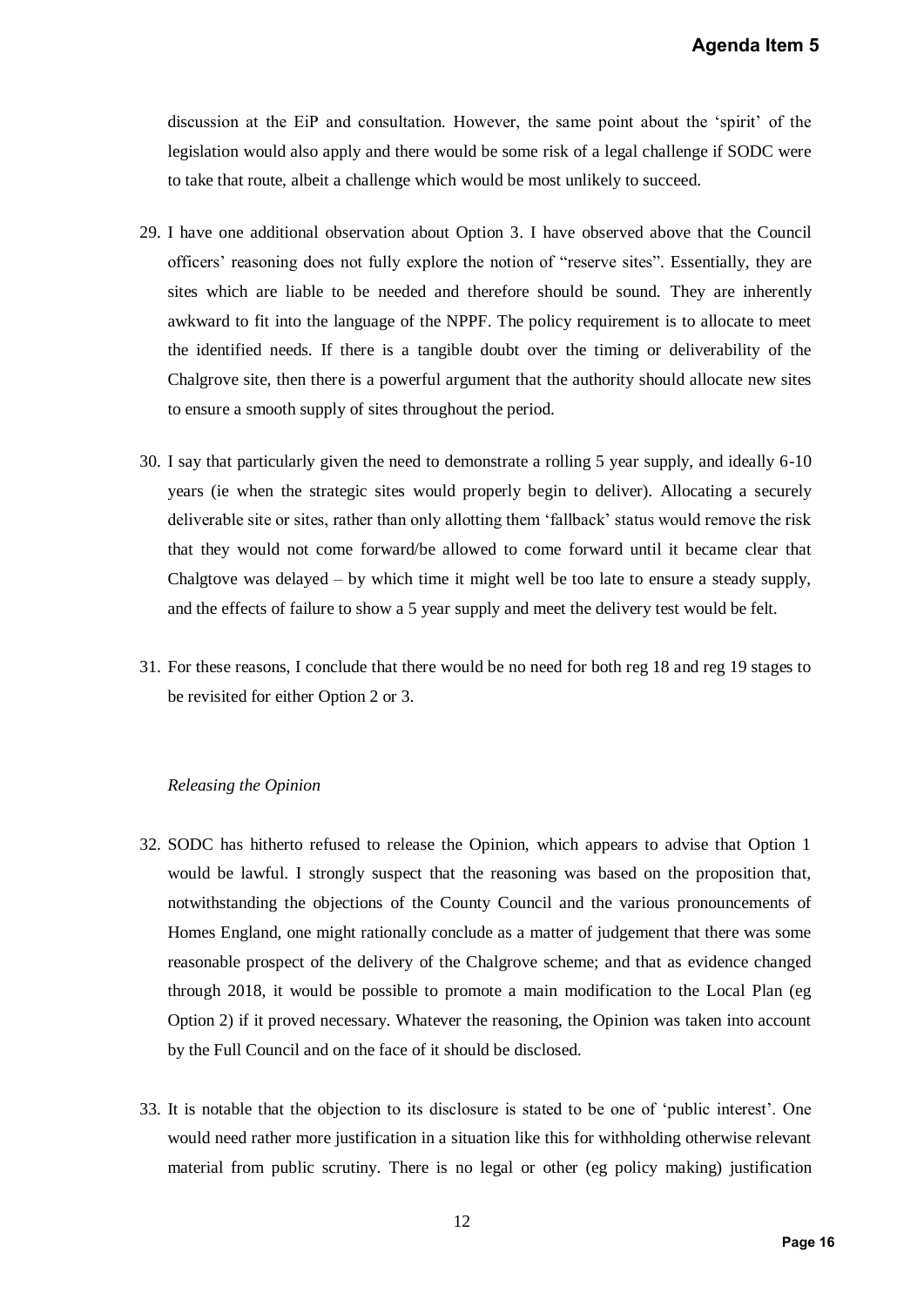discussion at the EiP and consultation. However, the same point about the 'spirit' of the legislation would also apply and there would be some risk of a legal challenge if SODC were to take that route, albeit a challenge which would be most unlikely to succeed.

29. I have one additional observation about Option 3. I have observed above that the Council officers' reasoning does not fully explore the notion of "reserve sites". Essentially, they are sites which are liable to be needed and therefore should be sound. They are inherently awkward to fit into the language of the NPPF. The policy requirement is to allocate to meet the identified needs. If there is a tangible doubt over the timing or deliverability of the Chalgrove site, then there is a powerful argument that the authority should allocate new sites to ensure a smooth supply of sites throughout the period.

30. I say that particularly given the need to demonstrate a rolling 5 year supply, and ideally 6-10 years (ie when the strategic sites would properly begin to deliver). Allocating a securely deliverable site or sites, rather than only allotting them 'fallback' status would remove the risk that they would not come forward/be allowed to come forward until it became clear that Chalgtove was delayed – by which time it might well be too late to ensure a steady supply, and the effects of failure to show a 5 year supply and meet the delivery test would be felt.

31. For these reasons, I conclude that there would be no need for both reg 18 and reg 19 stages to be revisited for either Option 2 or 3.

*Releasing the Opinion*

32. SODC has hitherto refused to release the Opinion, which appears to advise that Option 1 would be lawful. I strongly suspect that the reasoning was based on the proposition that, notwithstanding the objections of the County Council and the various pronouncements of Homes England, one might rationally conclude as a matter of judgement that there was some reasonable prospect of the delivery of the Chalgrove scheme; and that as evidence changed through 2018, it would be possible to promote a main modification to the Local Plan (eg Option 2) if it proved necessary. Whatever the reasoning, the Opinion was taken into account by the Full Council and on the face of it should be disclosed.

33. It is notable that the objection to its disclosure is stated to be one of 'public interest'. One would need rather more justification in a situation like this for withholding otherwise relevant material from public scrutiny. There is no legal or other (eg policy making) justification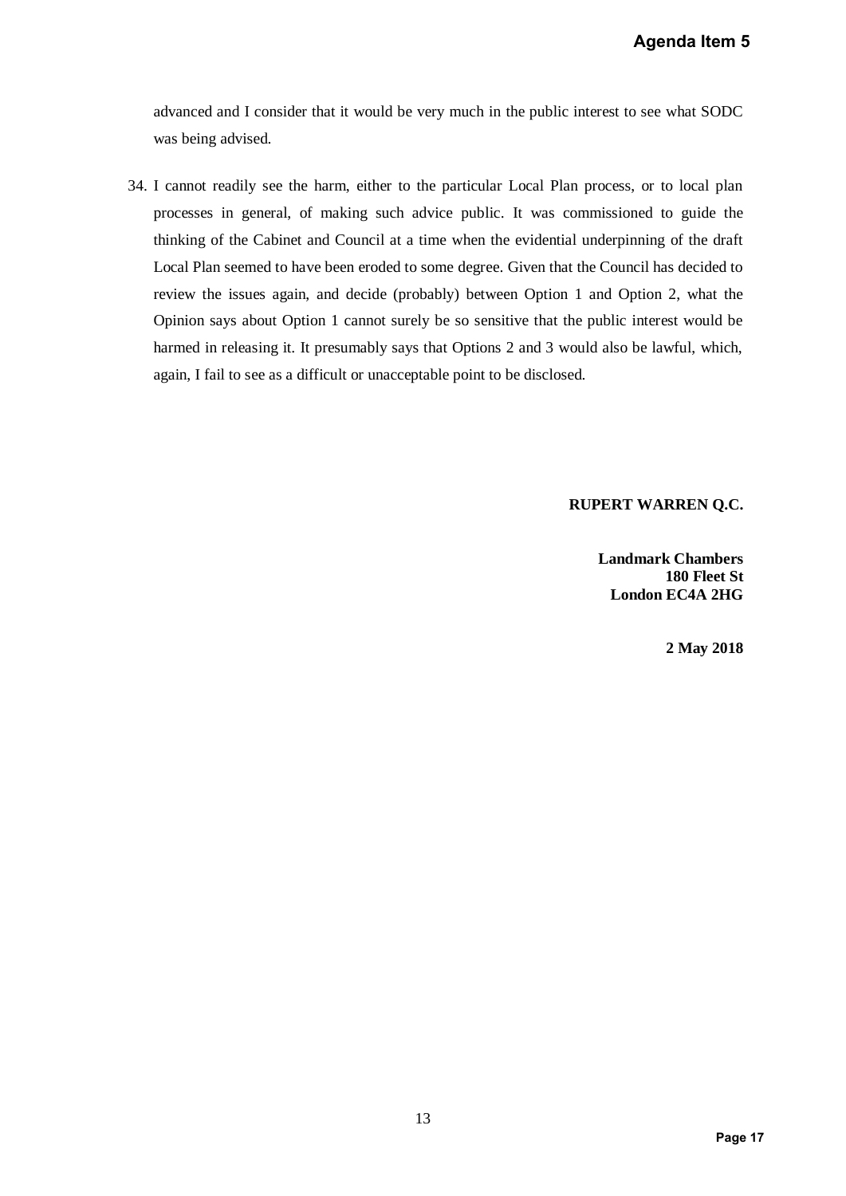advanced and I consider that it would be very much in the public interest to see what SODC was being advised.

34. I cannot readily see the harm, either to the particular Local Plan process, or to local plan processes in general, of making such advice public. It was commissioned to guide the thinking of the Cabinet and Council at a time when the evidential underpinning of the draft Local Plan seemed to have been eroded to some degree. Given that the Council has decided to review the issues again, and decide (probably) between Option 1 and Option 2, what the Opinion says about Option 1 cannot surely be so sensitive that the public interest would be harmed in releasing it. It presumably says that Options 2 and 3 would also be lawful, which, again, I fail to see as a difficult or unacceptable point to be disclosed.

**RUPERT WARREN Q.C.**

**Landmark Chambers**
**180 Fleet St**
**London EC4A 2HG**

**2 May 2018**